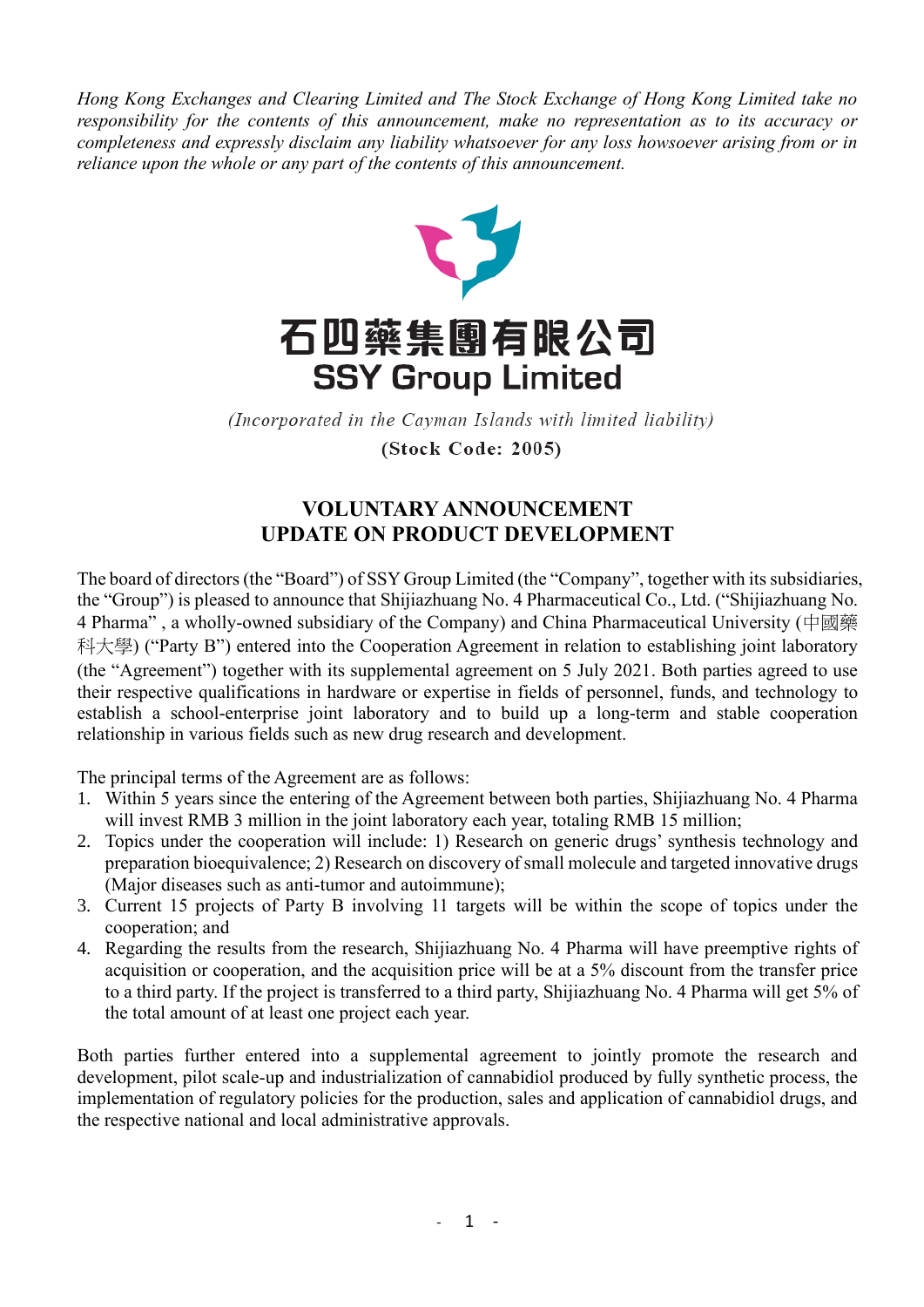*Hong Kong Exchanges and Clearing Limited and The Stock Exchange of Hong Kong Limited take no responsibility for the contents of this announcement, make no representation as to its accuracy or completeness and expressly disclaim any liability whatsoever for any loss howsoever arising from or in reliance upon the whole or any part of the contents of this announcement.*

# 石四藥集團有限公司
# SSY Group Limited

*(Incorporated in the Cayman Islands with limited liability)*

**(Stock Code: 2005)**

## VOLUNTARY ANNOUNCEMENT
## UPDATE ON PRODUCT DEVELOPMENT

The board of directors (the "Board") of SSY Group Limited (the "Company", together with its subsidiaries, the "Group") is pleased to announce that Shijiazhuang No. 4 Pharmaceutical Co., Ltd. ("Shijiazhuang No. 4 Pharma" , a wholly-owned subsidiary of the Company) and China Pharmaceutical University (中國藥科大學) ("Party B") entered into the Cooperation Agreement in relation to establishing joint laboratory (the "Agreement") together with its supplemental agreement on 5 July 2021. Both parties agreed to use their respective qualifications in hardware or expertise in fields of personnel, funds, and technology to establish a school-enterprise joint laboratory and to build up a long-term and stable cooperation relationship in various fields such as new drug research and development.

The principal terms of the Agreement are as follows:

1. Within 5 years since the entering of the Agreement between both parties, Shijiazhuang No. 4 Pharma will invest RMB 3 million in the joint laboratory each year, totaling RMB 15 million;
2. Topics under the cooperation will include: 1) Research on generic drugs' synthesis technology and preparation bioequivalence; 2) Research on discovery of small molecule and targeted innovative drugs (Major diseases such as anti-tumor and autoimmune);
3. Current 15 projects of Party B involving 11 targets will be within the scope of topics under the cooperation; and
4. Regarding the results from the research, Shijiazhuang No. 4 Pharma will have preemptive rights of acquisition or cooperation, and the acquisition price will be at a 5% discount from the transfer price to a third party. If the project is transferred to a third party, Shijiazhuang No. 4 Pharma will get 5% of the total amount of at least one project each year.

Both parties further entered into a supplemental agreement to jointly promote the research and development, pilot scale-up and industrialization of cannabidiol produced by fully synthetic process, the implementation of regulatory policies for the production, sales and application of cannabidiol drugs, and the respective national and local administrative approvals.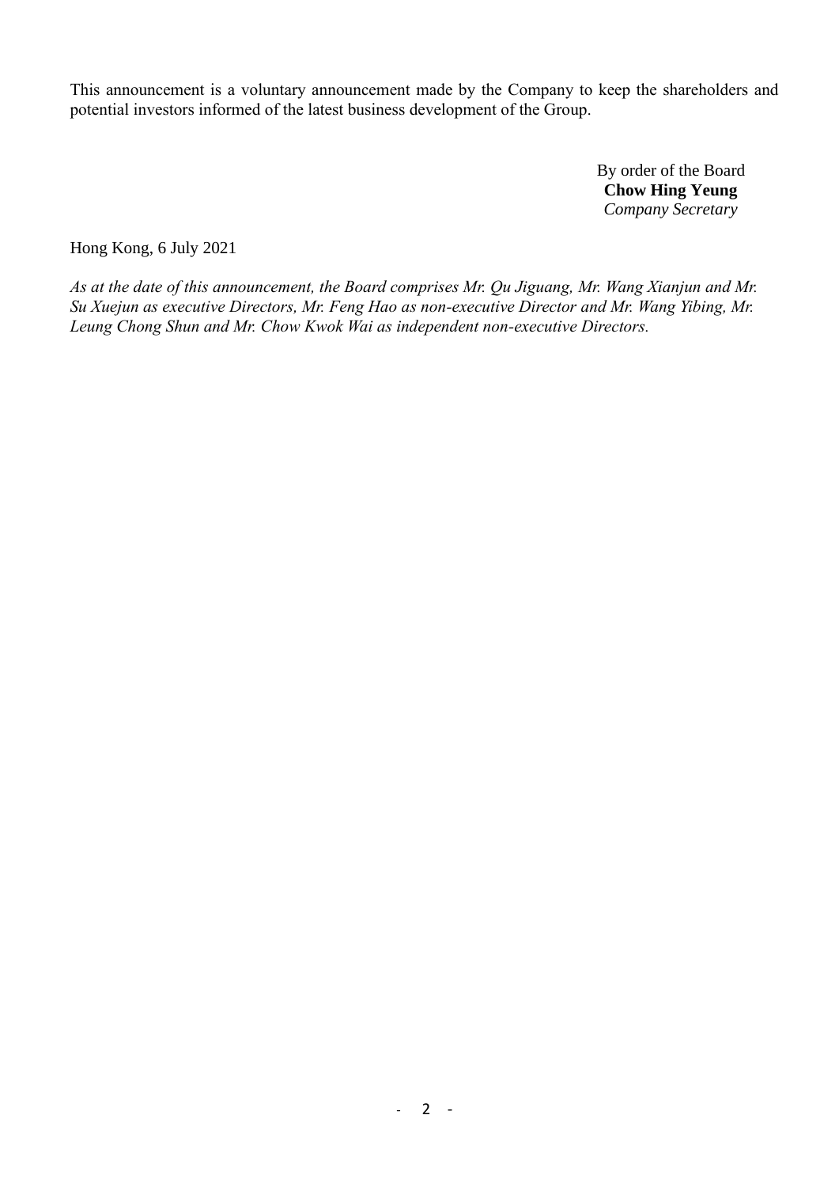This announcement is a voluntary announcement made by the Company to keep the shareholders and potential investors informed of the latest business development of the Group.

By order of the Board
**Chow Hing Yeung**
*Company Secretary*

Hong Kong, 6 July 2021

*As at the date of this announcement, the Board comprises Mr. Qu Jiguang, Mr. Wang Xianjun and Mr. Su Xuejun as executive Directors, Mr. Feng Hao as non-executive Director and Mr. Wang Yibing, Mr. Leung Chong Shun and Mr. Chow Kwok Wai as independent non-executive Directors.*